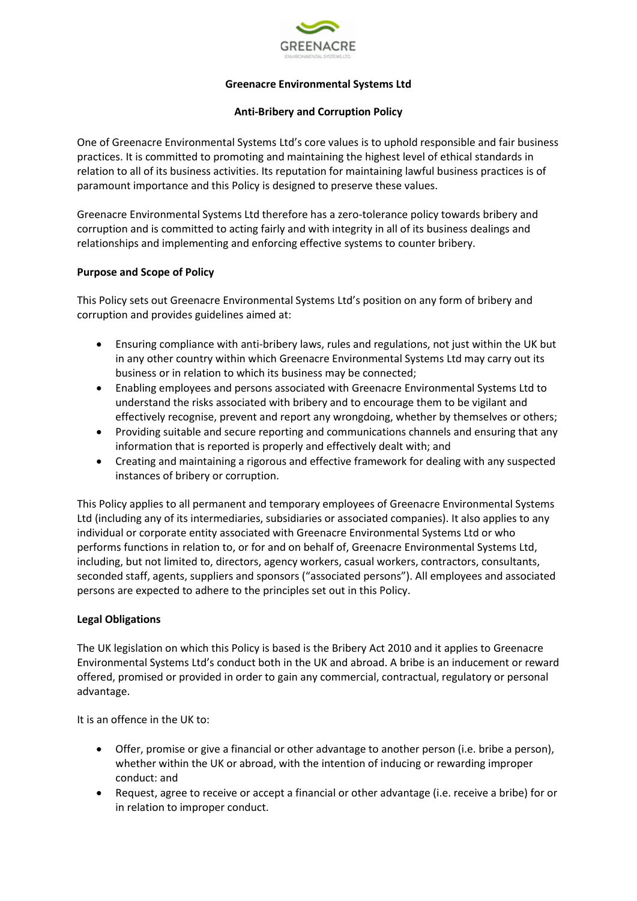**Greenacre Environmental Systems Ltd**

**Anti-Bribery and Corruption Policy**

One of Greenacre Environmental Systems Ltd's core values is to uphold responsible and fair business practices. It is committed to promoting and maintaining the highest level of ethical standards in relation to all of its business activities. Its reputation for maintaining lawful business practices is of paramount importance and this Policy is designed to preserve these values.

Greenacre Environmental Systems Ltd therefore has a zero-tolerance policy towards bribery and corruption and is committed to acting fairly and with integrity in all of its business dealings and relationships and implementing and enforcing effective systems to counter bribery.

**Purpose and Scope of Policy**

This Policy sets out Greenacre Environmental Systems Ltd's position on any form of bribery and corruption and provides guidelines aimed at:

- Ensuring compliance with anti-bribery laws, rules and regulations, not just within the UK but in any other country within which Greenacre Environmental Systems Ltd may carry out its business or in relation to which its business may be connected;
- Enabling employees and persons associated with Greenacre Environmental Systems Ltd to understand the risks associated with bribery and to encourage them to be vigilant and effectively recognise, prevent and report any wrongdoing, whether by themselves or others;
- Providing suitable and secure reporting and communications channels and ensuring that any information that is reported is properly and effectively dealt with; and
- Creating and maintaining a rigorous and effective framework for dealing with any suspected instances of bribery or corruption.

This Policy applies to all permanent and temporary employees of Greenacre Environmental Systems Ltd (including any of its intermediaries, subsidiaries or associated companies). It also applies to any individual or corporate entity associated with Greenacre Environmental Systems Ltd or who performs functions in relation to, or for and on behalf of, Greenacre Environmental Systems Ltd, including, but not limited to, directors, agency workers, casual workers, contractors, consultants, seconded staff, agents, suppliers and sponsors ("associated persons"). All employees and associated persons are expected to adhere to the principles set out in this Policy.

**Legal Obligations**

The UK legislation on which this Policy is based is the Bribery Act 2010 and it applies to Greenacre Environmental Systems Ltd's conduct both in the UK and abroad. A bribe is an inducement or reward offered, promised or provided in order to gain any commercial, contractual, regulatory or personal advantage.

It is an offence in the UK to:

- Offer, promise or give a financial or other advantage to another person (i.e. bribe a person), whether within the UK or abroad, with the intention of inducing or rewarding improper conduct: and
- Request, agree to receive or accept a financial or other advantage (i.e. receive a bribe) for or in relation to improper conduct.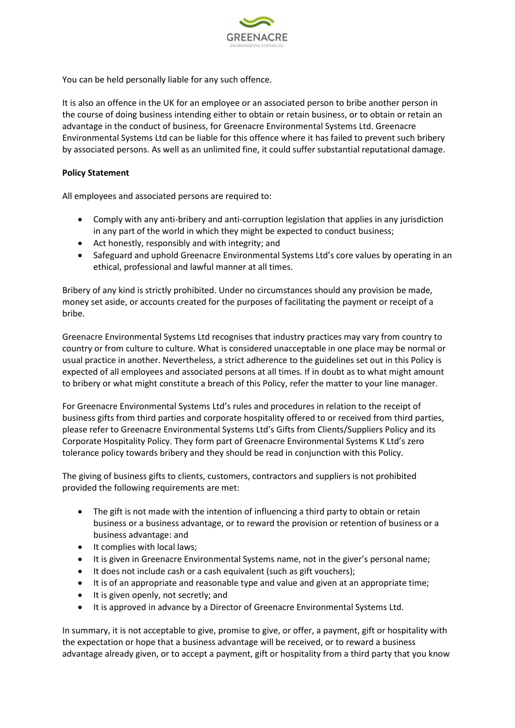You can be held personally liable for any such offence.

It is also an offence in the UK for an employee or an associated person to bribe another person in the course of doing business intending either to obtain or retain business, or to obtain or retain an advantage in the conduct of business, for Greenacre Environmental Systems Ltd. Greenacre Environmental Systems Ltd can be liable for this offence where it has failed to prevent such bribery by associated persons. As well as an unlimited fine, it could suffer substantial reputational damage.

**Policy Statement**

All employees and associated persons are required to:

- Comply with any anti-bribery and anti-corruption legislation that applies in any jurisdiction in any part of the world in which they might be expected to conduct business;
- Act honestly, responsibly and with integrity; and
- Safeguard and uphold Greenacre Environmental Systems Ltd's core values by operating in an ethical, professional and lawful manner at all times.

Bribery of any kind is strictly prohibited. Under no circumstances should any provision be made, money set aside, or accounts created for the purposes of facilitating the payment or receipt of a bribe.

Greenacre Environmental Systems Ltd recognises that industry practices may vary from country to country or from culture to culture. What is considered unacceptable in one place may be normal or usual practice in another. Nevertheless, a strict adherence to the guidelines set out in this Policy is expected of all employees and associated persons at all times. If in doubt as to what might amount to bribery or what might constitute a breach of this Policy, refer the matter to your line manager.

For Greenacre Environmental Systems Ltd's rules and procedures in relation to the receipt of business gifts from third parties and corporate hospitality offered to or received from third parties, please refer to Greenacre Environmental Systems Ltd's Gifts from Clients/Suppliers Policy and its Corporate Hospitality Policy. They form part of Greenacre Environmental Systems K Ltd's zero tolerance policy towards bribery and they should be read in conjunction with this Policy.

The giving of business gifts to clients, customers, contractors and suppliers is not prohibited provided the following requirements are met:

- The gift is not made with the intention of influencing a third party to obtain or retain business or a business advantage, or to reward the provision or retention of business or a business advantage: and
- It complies with local laws;
- It is given in Greenacre Environmental Systems name, not in the giver's personal name;
- It does not include cash or a cash equivalent (such as gift vouchers);
- It is of an appropriate and reasonable type and value and given at an appropriate time;
- It is given openly, not secretly; and
- It is approved in advance by a Director of Greenacre Environmental Systems Ltd.

In summary, it is not acceptable to give, promise to give, or offer, a payment, gift or hospitality with the expectation or hope that a business advantage will be received, or to reward a business advantage already given, or to accept a payment, gift or hospitality from a third party that you know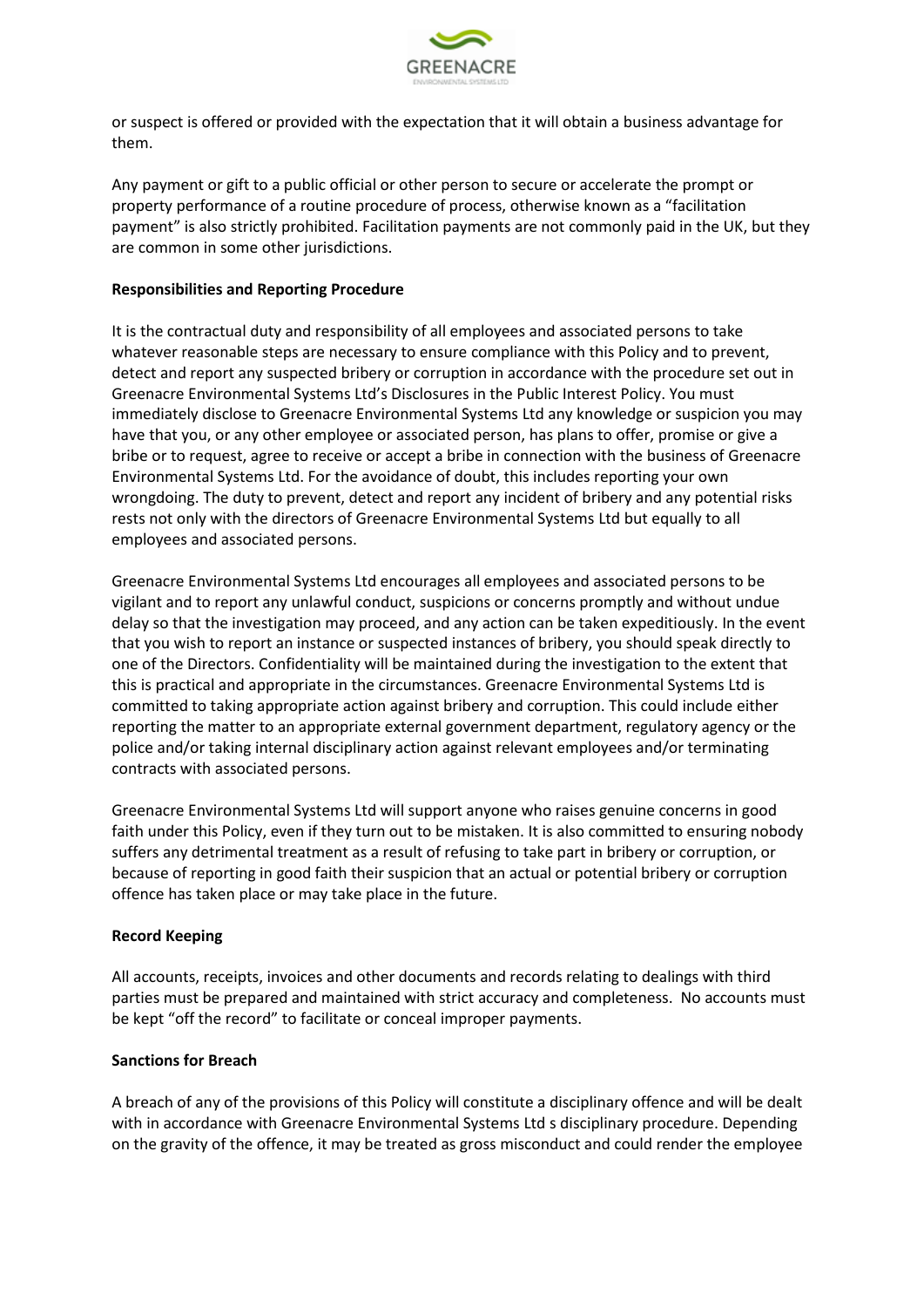or suspect is offered or provided with the expectation that it will obtain a business advantage for them.

Any payment or gift to a public official or other person to secure or accelerate the prompt or property performance of a routine procedure of process, otherwise known as a "facilitation payment" is also strictly prohibited. Facilitation payments are not commonly paid in the UK, but they are common in some other jurisdictions.

**Responsibilities and Reporting Procedure**

It is the contractual duty and responsibility of all employees and associated persons to take whatever reasonable steps are necessary to ensure compliance with this Policy and to prevent, detect and report any suspected bribery or corruption in accordance with the procedure set out in Greenacre Environmental Systems Ltd's Disclosures in the Public Interest Policy. You must immediately disclose to Greenacre Environmental Systems Ltd any knowledge or suspicion you may have that you, or any other employee or associated person, has plans to offer, promise or give a bribe or to request, agree to receive or accept a bribe in connection with the business of Greenacre Environmental Systems Ltd. For the avoidance of doubt, this includes reporting your own wrongdoing. The duty to prevent, detect and report any incident of bribery and any potential risks rests not only with the directors of Greenacre Environmental Systems Ltd but equally to all employees and associated persons.

Greenacre Environmental Systems Ltd encourages all employees and associated persons to be vigilant and to report any unlawful conduct, suspicions or concerns promptly and without undue delay so that the investigation may proceed, and any action can be taken expeditiously. In the event that you wish to report an instance or suspected instances of bribery, you should speak directly to one of the Directors. Confidentiality will be maintained during the investigation to the extent that this is practical and appropriate in the circumstances. Greenacre Environmental Systems Ltd is committed to taking appropriate action against bribery and corruption. This could include either reporting the matter to an appropriate external government department, regulatory agency or the police and/or taking internal disciplinary action against relevant employees and/or terminating contracts with associated persons.

Greenacre Environmental Systems Ltd will support anyone who raises genuine concerns in good faith under this Policy, even if they turn out to be mistaken. It is also committed to ensuring nobody suffers any detrimental treatment as a result of refusing to take part in bribery or corruption, or because of reporting in good faith their suspicion that an actual or potential bribery or corruption offence has taken place or may take place in the future.

**Record Keeping**

All accounts, receipts, invoices and other documents and records relating to dealings with third parties must be prepared and maintained with strict accuracy and completeness. No accounts must be kept "off the record" to facilitate or conceal improper payments.

**Sanctions for Breach**

A breach of any of the provisions of this Policy will constitute a disciplinary offence and will be dealt with in accordance with Greenacre Environmental Systems Ltd s disciplinary procedure. Depending on the gravity of the offence, it may be treated as gross misconduct and could render the employee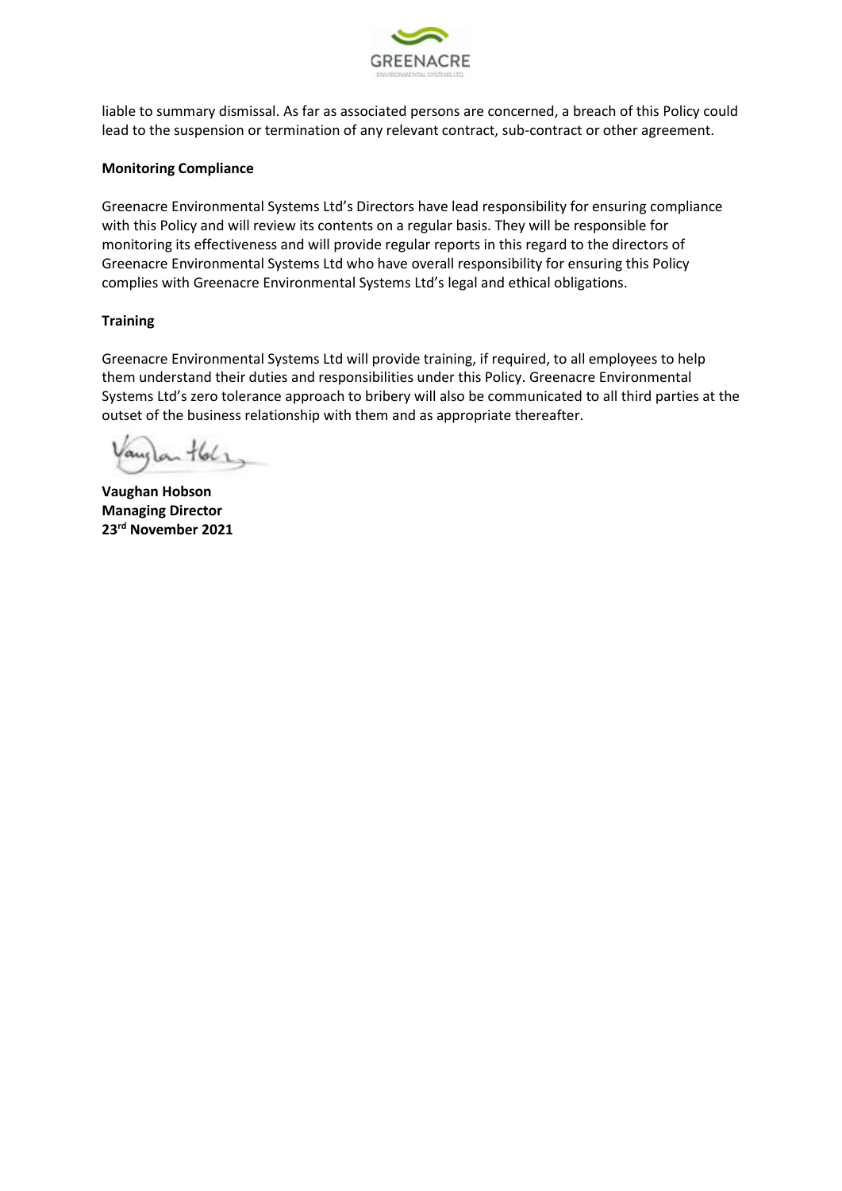liable to summary dismissal. As far as associated persons are concerned, a breach of this Policy could lead to the suspension or termination of any relevant contract, sub-contract or other agreement.

**Monitoring Compliance**

Greenacre Environmental Systems Ltd's Directors have lead responsibility for ensuring compliance with this Policy and will review its contents on a regular basis. They will be responsible for monitoring its effectiveness and will provide regular reports in this regard to the directors of Greenacre Environmental Systems Ltd who have overall responsibility for ensuring this Policy complies with Greenacre Environmental Systems Ltd's legal and ethical obligations.

**Training**

Greenacre Environmental Systems Ltd will provide training, if required, to all employees to help them understand their duties and responsibilities under this Policy. Greenacre Environmental Systems Ltd's zero tolerance approach to bribery will also be communicated to all third parties at the outset of the business relationship with them and as appropriate thereafter.

**Vaughan Hobson**
**Managing Director**
**23rd November 2021**